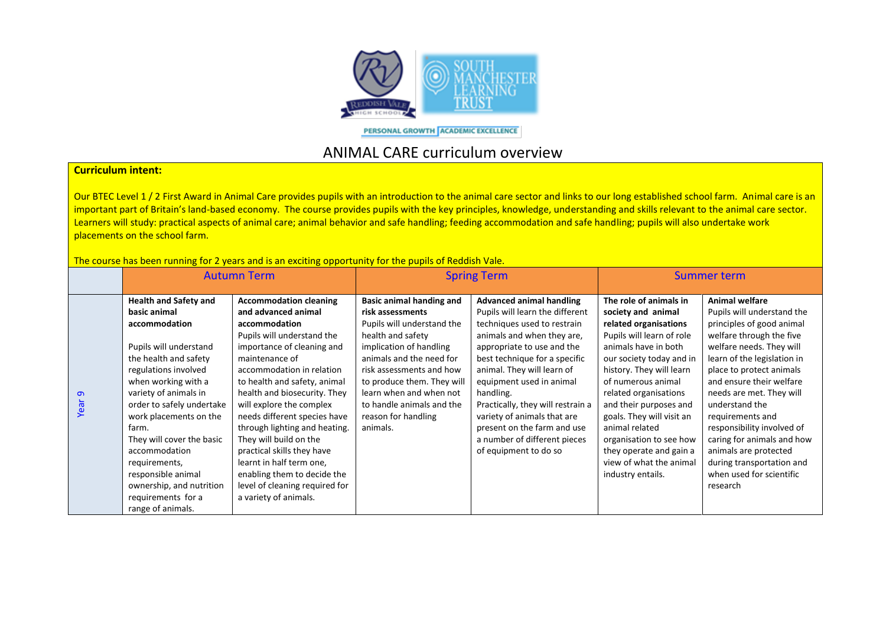PERSONAL GROWTH | ACADEMIC EXCELLENCE

# ANIMAL CARE curriculum overview

**Curriculum intent:**

Our BTEC Level 1 / 2 First Award in Animal Care provides pupils with an introduction to the animal care sector and links to our long established school farm. Animal care is an important part of Britain's land-based economy. The course provides pupils with the key principles, knowledge, understanding and skills relevant to the animal care sector. Learners will study: practical aspects of animal care; animal behavior and safe handling; feeding accommodation and safe handling; pupils will also undertake work placements on the school farm.

The course has been running for 2 years and is an exciting opportunity for the pupils of Reddish Vale.

| | Autumn Term | | Spring Term | | Summer term | |
|---|---|---|---|---|---|---|
| Year 9 | **Health and Safety and basic animal accommodation**<br><br>Pupils will understand the health and safety regulations involved when working with a variety of animals in order to safely undertake work placements on the farm.<br>They will cover the basic accommodation requirements, responsible animal ownership, and nutrition requirements for a range of animals. | **Accommodation cleaning and advanced animal accommodation**<br>Pupils will understand the importance of cleaning and maintenance of accommodation in relation to health and safety, animal health and biosecurity. They will explore the complex needs different species have through lighting and heating. They will build on the practical skills they have learnt in half term one, enabling them to decide the level of cleaning required for a variety of animals. | **Basic animal handing and risk assessments**<br>Pupils will understand the health and safety implication of handling animals and the need for risk assessments and how to produce them. They will learn when and when not to handle animals and the reason for handling animals. | **Advanced animal handling**<br>Pupils will learn the different techniques used to restrain animals and when they are, appropriate to use and the best technique for a specific animal. They will learn of equipment used in animal handling.<br>Practically, they will restrain a variety of animals that are present on the farm and use a number of different pieces of equipment to do so | **The role of animals in society and animal related organisations**<br>Pupils will learn of role animals have in both our society today and in history. They will learn of numerous animal related organisations and their purposes and goals. They will visit an animal related organisation to see how they operate and gain a view of what the animal industry entails. | **Animal welfare**<br>Pupils will understand the principles of good animal welfare through the five welfare needs. They will learn of the legislation in place to protect animals and ensure their welfare needs are met. They will understand the requirements and responsibility involved of caring for animals and how animals are protected during transportation and when used for scientific research |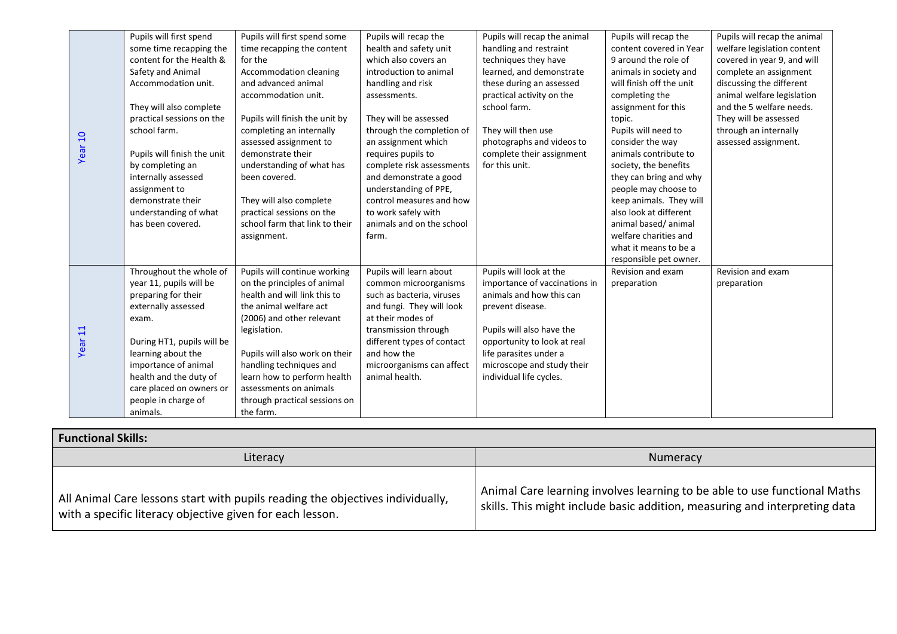| | | | | | | |
|---|---|---|---|---|---|---|
| Year 10 | Pupils will first spend some time recapping the content for the Health & Safety and Animal Accommodation unit.<br><br>They will also complete practical sessions on the school farm.<br><br>Pupils will finish the unit by completing an internally assessed assignment to demonstrate their understanding of what has been covered. | Pupils will first spend some time recapping the content for the Accommodation cleaning and advanced animal accommodation unit.<br><br>Pupils will finish the unit by completing an internally assessed assignment to demonstrate their understanding of what has been covered.<br><br>They will also complete practical sessions on the school farm that link to their assignment. | Pupils will recap the health and safety unit which also covers an introduction to animal handling and risk assessments.<br><br>They will be assessed through the completion of an assignment which requires pupils to complete risk assessments and demonstrate a good understanding of PPE, control measures and how to work safely with animals and on the school farm. | Pupils will recap the animal handling and restraint techniques they have learned, and demonstrate these during an assessed practical activity on the school farm.<br><br>They will then use photographs and videos to complete their assignment for this unit. | Pupils will recap the content covered in Year 9 around the role of animals in society and will finish off the unit completing the assignment for this topic.<br>Pupils will need to consider the way animals contribute to society, the benefits they can bring and why people may choose to keep animals. They will also look at different animal based/ animal welfare charities and what it means to be a responsible pet owner. | Pupils will recap the animal welfare legislation content covered in year 9, and will complete an assignment discussing the different animal welfare legislation and the 5 welfare needs. They will be assessed through an internally assessed assignment. |
| Year 11 | Throughout the whole of year 11, pupils will be preparing for their externally assessed exam.<br><br>During HT1, pupils will be learning about the importance of animal health and the duty of care placed on owners or people in charge of animals. | Pupils will continue working on the principles of animal health and will link this to the animal welfare act (2006) and other relevant legislation.<br><br>Pupils will also work on their handling techniques and learn how to perform health assessments on animals through practical sessions on the farm. | Pupils will learn about common microorganisms such as bacteria, viruses and fungi. They will look at their modes of transmission through different types of contact and how the microorganisms can affect animal health. | Pupils will look at the importance of vaccinations in animals and how this can prevent disease.<br><br>Pupils will also have the opportunity to look at real life parasites under a microscope and study their individual life cycles. | Revision and exam preparation | Revision and exam preparation |

| **Functional Skills:** | |
|---|---|
| Literacy | Numeracy |
| All Animal Care lessons start with pupils reading the objectives individually, with a specific literacy objective given for each lesson. | Animal Care learning involves learning to be able to use functional Maths skills. This might include basic addition, measuring and interpreting data |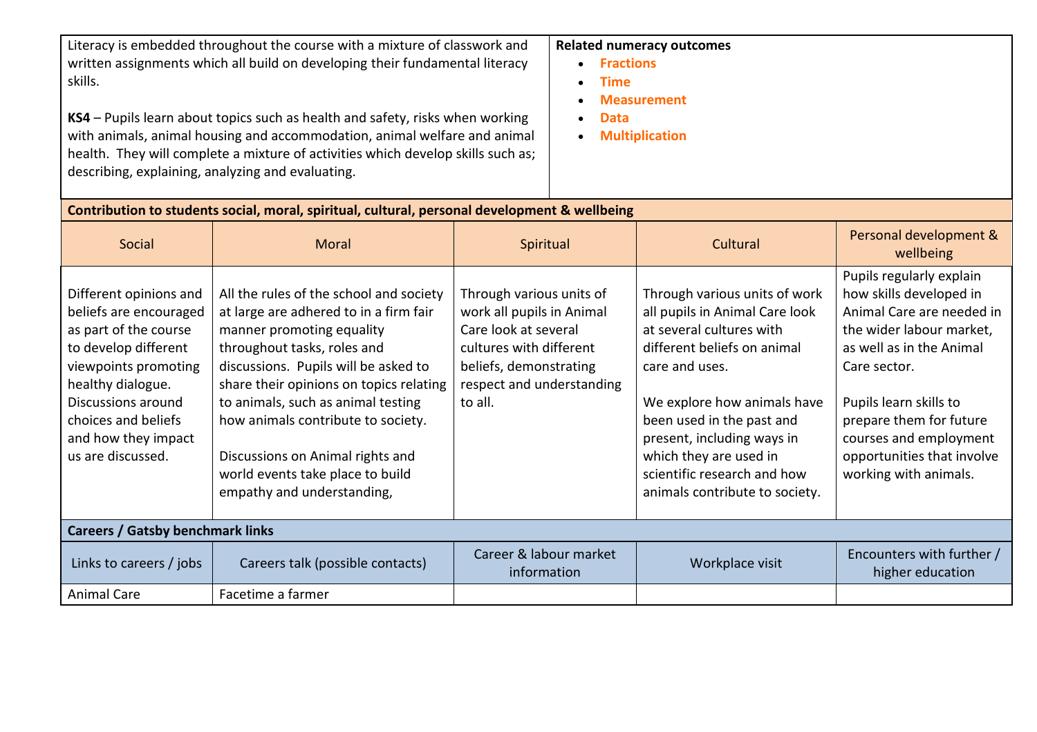| Literacy | Related numeracy outcomes |
| --- | --- |
| Literacy is embedded throughout the course with a mixture of classwork and written assignments which all build on developing their fundamental literacy skills.<br><br>**KS4** – Pupils learn about topics such as health and safety, risks when working with animals, animal housing and accommodation, animal welfare and animal health. They will complete a mixture of activities which develop skills such as; describing, explaining, analyzing and evaluating. | **Related numeracy outcomes**<br>• **Fractions**<br>• **Time**<br>• **Measurement**<br>• **Data**<br>• **Multiplication** |

**Contribution to students social, moral, spiritual, cultural, personal development & wellbeing**

| Social | Moral | Spiritual | Cultural | Personal development & wellbeing |
| --- | --- | --- | --- | --- |
| Different opinions and beliefs are encouraged as part of the course to develop different viewpoints promoting healthy dialogue. Discussions around choices and beliefs and how they impact us are discussed. | All the rules of the school and society at large are adhered to in a firm fair manner promoting equality throughout tasks, roles and discussions. Pupils will be asked to share their opinions on topics relating to animals, such as animal testing how animals contribute to society.<br><br>Discussions on Animal rights and world events take place to build empathy and understanding, | Through various units of work all pupils in Animal Care look at several cultures with different beliefs, demonstrating respect and understanding to all. | Through various units of work all pupils in Animal Care look at several cultures with different beliefs on animal care and uses.<br><br>We explore how animals have been used in the past and present, including ways in which they are used in scientific research and how animals contribute to society. | Pupils regularly explain how skills developed in Animal Care are needed in the wider labour market, as well as in the Animal Care sector.<br><br>Pupils learn skills to prepare them for future courses and employment opportunities that involve working with animals. |

**Careers / Gatsby benchmark links**

| Links to careers / jobs | Careers talk (possible contacts) | Career & labour market information | Workplace visit | Encounters with further / higher education |
| --- | --- | --- | --- | --- |
| Animal Care | Facetime a farmer | | | |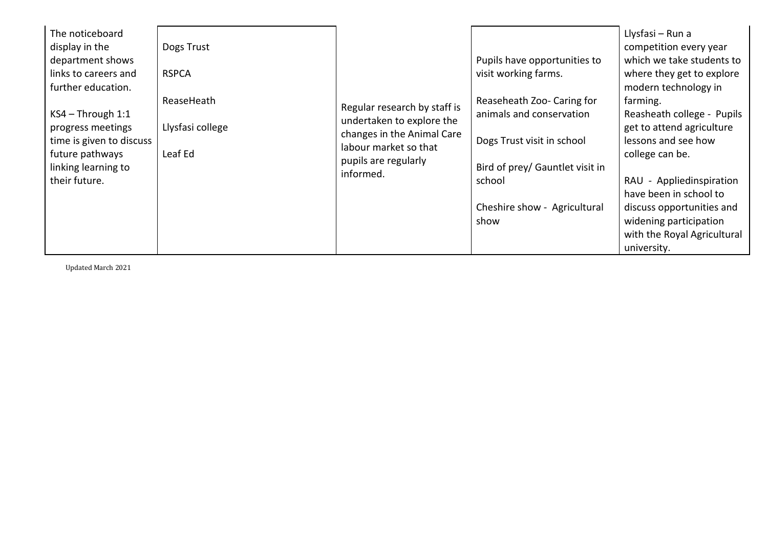| | | | | |
|---|---|---|---|---|
| The noticeboard display in the department shows links to careers and further education.<br><br>KS4 – Through 1:1 progress meetings time is given to discuss future pathways linking learning to their future. | Dogs Trust<br><br>RSPCA<br><br>ReaseHeath<br><br>Llysfasi college<br><br>Leaf Ed | Regular research by staff is undertaken to explore the changes in the Animal Care labour market so that pupils are regularly informed. | Pupils have opportunities to visit working farms.<br><br>Reaseheath Zoo- Caring for animals and conservation<br><br>Dogs Trust visit in school<br><br>Bird of prey/ Gauntlet visit in school<br><br>Cheshire show - Agricultural show | Llysfasi – Run a competition every year which we take students to where they get to explore modern technology in farming.<br>Reasheath college - Pupils get to attend agriculture lessons and see how college can be.<br><br>RAU - Appliedinspiration have been in school to discuss opportunities and widening participation with the Royal Agricultural university. |

Updated March 2021